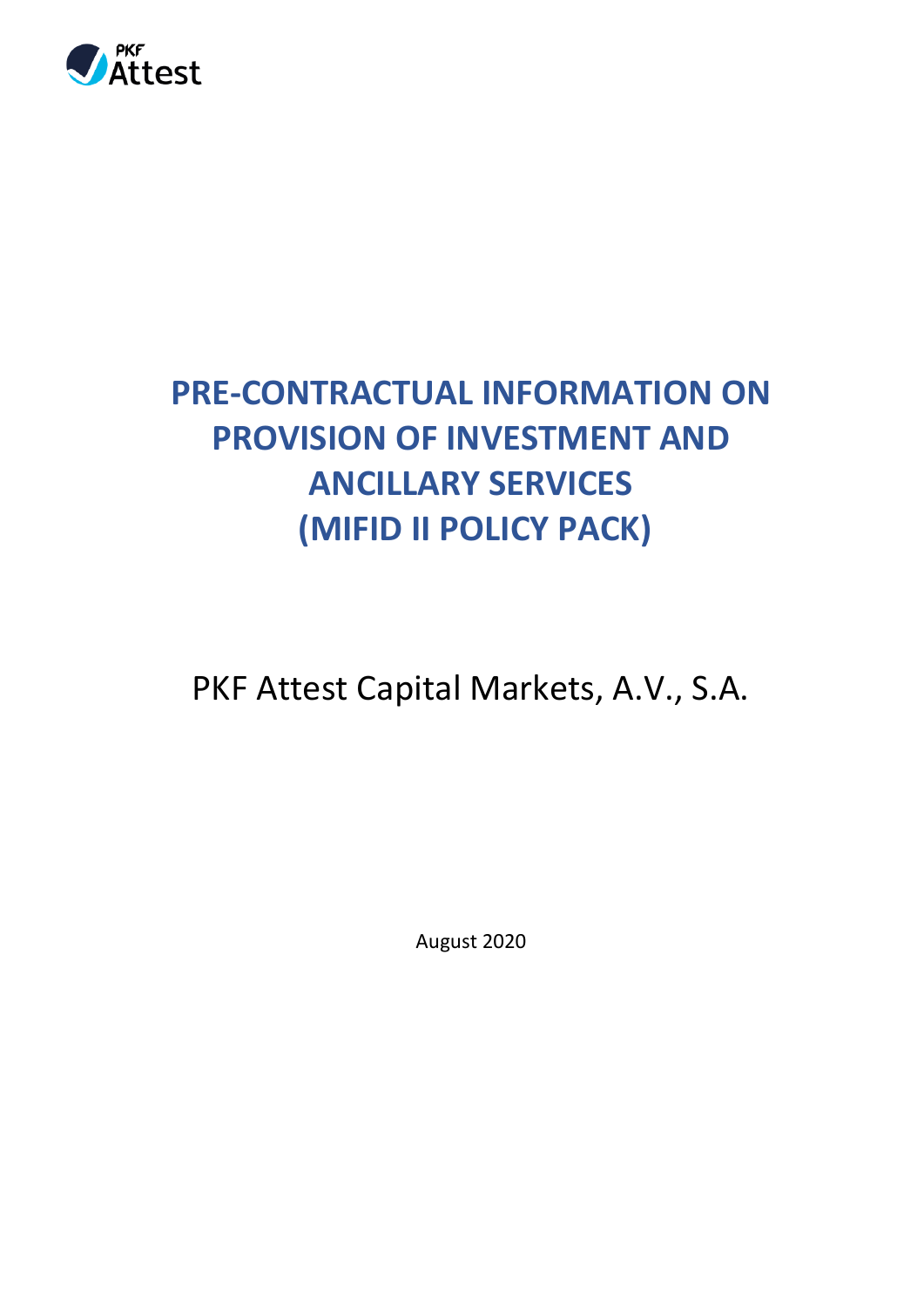# PRE-CONTRACTUAL INFORMATION ON PROVISION OF INVESTMENT AND ANCILLARY SERVICES (MIFID II POLICY PACK)

PKF Attest Capital Markets, A.V., S.A.

August 2020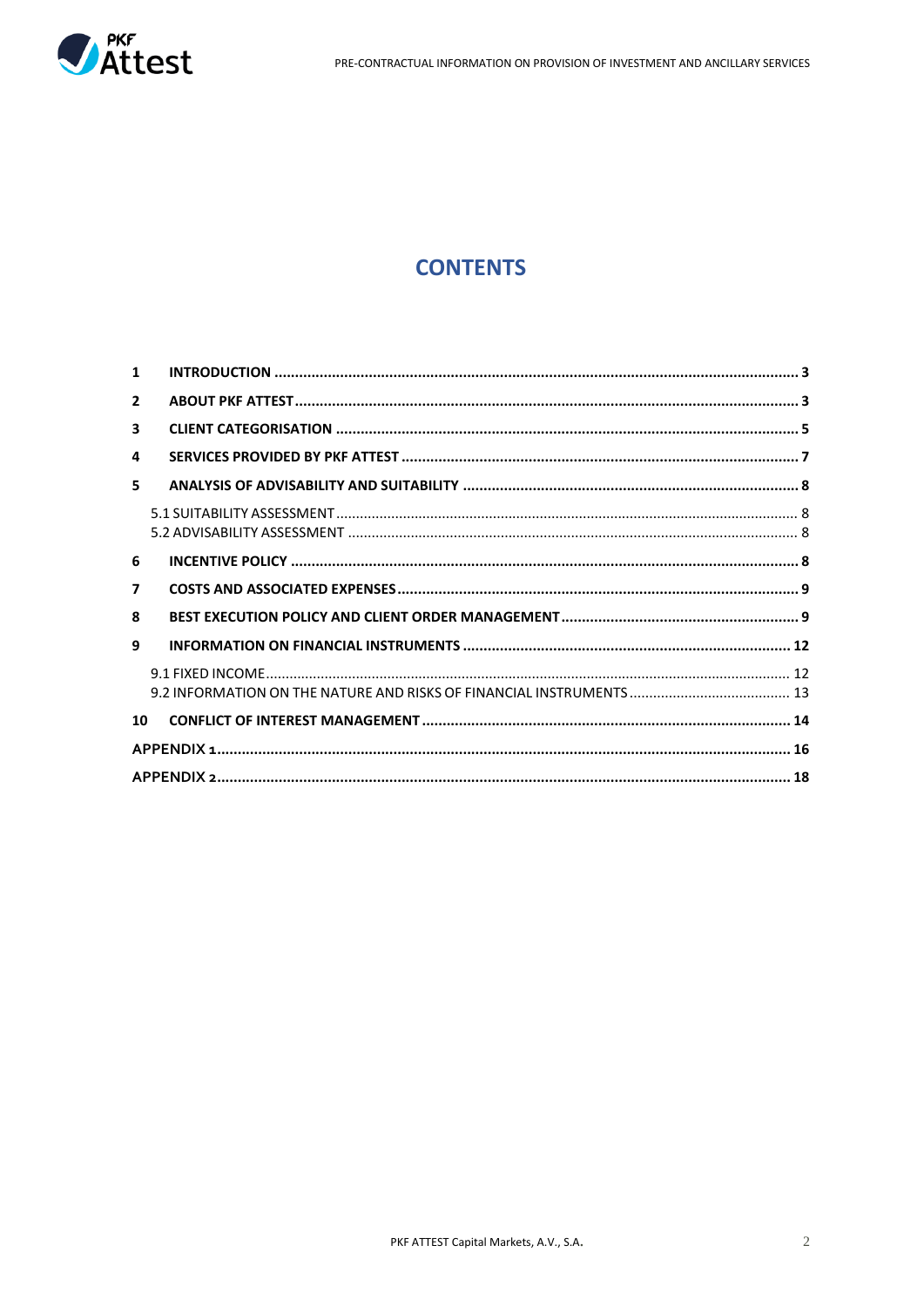# CONTENTS

1 INTRODUCTION ........................................................................................................................ 3
2 ABOUT PKF ATTEST .................................................................................................................. 3
3 CLIENT CATEGORISATION ........................................................................................................ 5
4 SERVICES PROVIDED BY PKF ATTEST ......................................................................................... 7
5 ANALYSIS OF ADVISABILITY AND SUITABILITY ......................................................................... 8
    5.1 SUITABILITY ASSESSMENT .................................................................................................. 8
    5.2 ADVISABILITY ASSESSMENT ................................................................................................ 8
6 INCENTIVE POLICY .................................................................................................................... 8
7 COSTS AND ASSOCIATED EXPENSES ........................................................................................... 9
8 BEST EXECUTION POLICY AND CLIENT ORDER MANAGEMENT .................................................... 9
9 INFORMATION ON FINANCIAL INSTRUMENTS ......................................................................... 12
    9.1 FIXED INCOME .................................................................................................................. 12
    9.2 INFORMATION ON THE NATURE AND RISKS OF FINANCIAL INSTRUMENTS ......................... 13
10 CONFLICT OF INTEREST MANAGEMENT .................................................................................. 14
APPENDIX 1 .................................................................................................................................. 16
APPENDIX 2 .................................................................................................................................. 18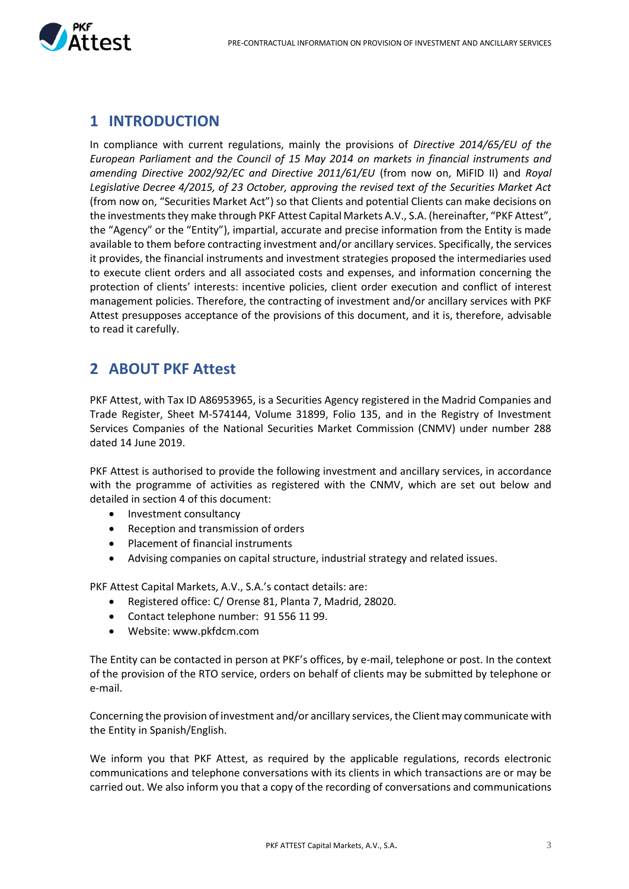# 1 INTRODUCTION

In compliance with current regulations, mainly the provisions of *Directive 2014/65/EU of the European Parliament and the Council of 15 May 2014 on markets in financial instruments and amending Directive 2002/92/EC and Directive 2011/61/EU* (from now on, MiFID II) and *Royal Legislative Decree 4/2015, of 23 October, approving the revised text of the Securities Market Act* (from now on, "Securities Market Act") so that Clients and potential Clients can make decisions on the investments they make through PKF Attest Capital Markets A.V., S.A. (hereinafter, "PKF Attest", the "Agency" or the "Entity"), impartial, accurate and precise information from the Entity is made available to them before contracting investment and/or ancillary services. Specifically, the services it provides, the financial instruments and investment strategies proposed the intermediaries used to execute client orders and all associated costs and expenses, and information concerning the protection of clients' interests: incentive policies, client order execution and conflict of interest management policies. Therefore, the contracting of investment and/or ancillary services with PKF Attest presupposes acceptance of the provisions of this document, and it is, therefore, advisable to read it carefully.

# 2 ABOUT PKF Attest

PKF Attest, with Tax ID A86953965, is a Securities Agency registered in the Madrid Companies and Trade Register, Sheet M-574144, Volume 31899, Folio 135, and in the Registry of Investment Services Companies of the National Securities Market Commission (CNMV) under number 288 dated 14 June 2019.

PKF Attest is authorised to provide the following investment and ancillary services, in accordance with the programme of activities as registered with the CNMV, which are set out below and detailed in section 4 of this document:

- Investment consultancy
- Reception and transmission of orders
- Placement of financial instruments
- Advising companies on capital structure, industrial strategy and related issues.

PKF Attest Capital Markets, A.V., S.A.'s contact details: are:

- Registered office: C/ Orense 81, Planta 7, Madrid, 28020.
- Contact telephone number: 91 556 11 99.
- Website: www.pkfdcm.com

The Entity can be contacted in person at PKF's offices, by e-mail, telephone or post. In the context of the provision of the RTO service, orders on behalf of clients may be submitted by telephone or e-mail.

Concerning the provision of investment and/or ancillary services, the Client may communicate with the Entity in Spanish/English.

We inform you that PKF Attest, as required by the applicable regulations, records electronic communications and telephone conversations with its clients in which transactions are or may be carried out. We also inform you that a copy of the recording of conversations and communications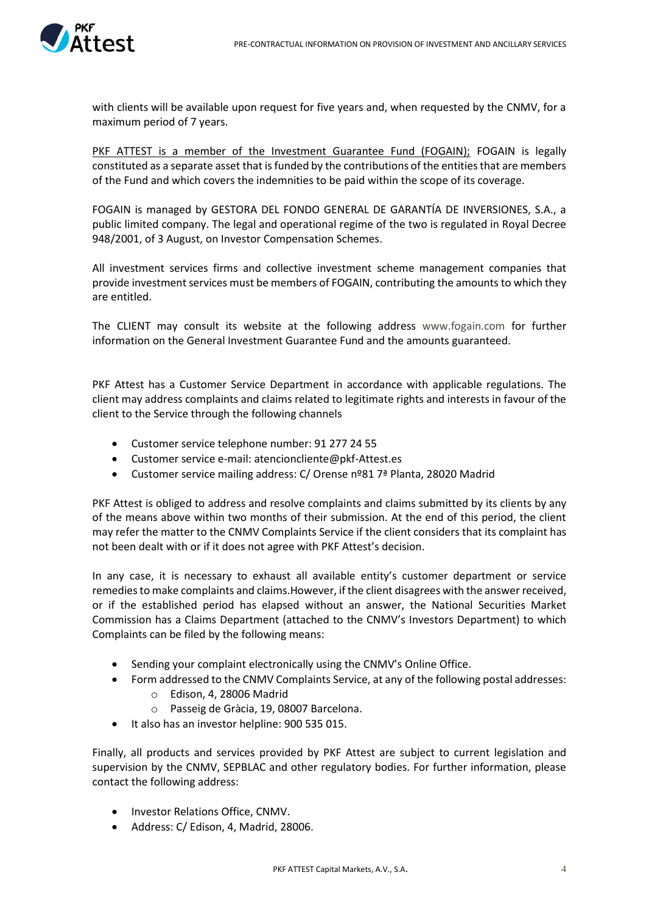with clients will be available upon request for five years and, when requested by the CNMV, for a maximum period of 7 years.

PKF ATTEST is a member of the Investment Guarantee Fund (FOGAIN); FOGAIN is legally constituted as a separate asset that is funded by the contributions of the entities that are members of the Fund and which covers the indemnities to be paid within the scope of its coverage.

FOGAIN is managed by GESTORA DEL FONDO GENERAL DE GARANTÍA DE INVERSIONES, S.A., a public limited company. The legal and operational regime of the two is regulated in Royal Decree 948/2001, of 3 August, on Investor Compensation Schemes.

All investment services firms and collective investment scheme management companies that provide investment services must be members of FOGAIN, contributing the amounts to which they are entitled.

The CLIENT may consult its website at the following address www.fogain.com for further information on the General Investment Guarantee Fund and the amounts guaranteed.

PKF Attest has a Customer Service Department in accordance with applicable regulations. The client may address complaints and claims related to legitimate rights and interests in favour of the client to the Service through the following channels

- Customer service telephone number: 91 277 24 55
- Customer service e-mail: atencioncliente@pkf-Attest.es
- Customer service mailing address: C/ Orense nº81 7ª Planta, 28020 Madrid

PKF Attest is obliged to address and resolve complaints and claims submitted by its clients by any of the means above within two months of their submission. At the end of this period, the client may refer the matter to the CNMV Complaints Service if the client considers that its complaint has not been dealt with or if it does not agree with PKF Attest's decision.

In any case, it is necessary to exhaust all available entity's customer department or service remedies to make complaints and claims.However, if the client disagrees with the answer received, or if the established period has elapsed without an answer, the National Securities Market Commission has a Claims Department (attached to the CNMV's Investors Department) to which Complaints can be filed by the following means:

- Sending your complaint electronically using the CNMV's Online Office.
- Form addressed to the CNMV Complaints Service, at any of the following postal addresses:
  - Edison, 4, 28006 Madrid
  - Passeig de Gràcia, 19, 08007 Barcelona.
- It also has an investor helpline: 900 535 015.

Finally, all products and services provided by PKF Attest are subject to current legislation and supervision by the CNMV, SEPBLAC and other regulatory bodies. For further information, please contact the following address:

- Investor Relations Office, CNMV.
- Address: C/ Edison, 4, Madrid, 28006.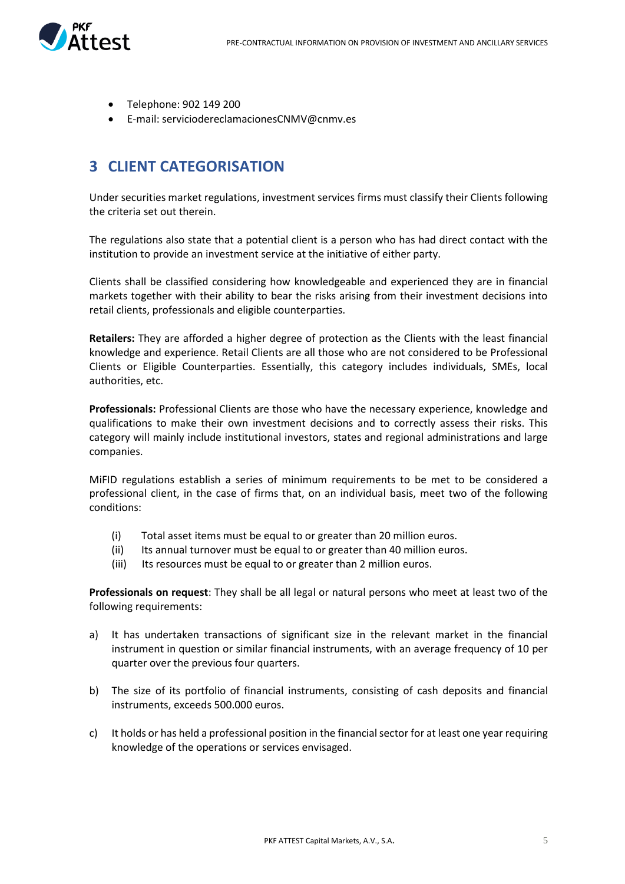- Telephone: 902 149 200
- E-mail: serviciodereclamacionesCNMV@cnmv.es

## 3 CLIENT CATEGORISATION

Under securities market regulations, investment services firms must classify their Clients following the criteria set out therein.

The regulations also state that a potential client is a person who has had direct contact with the institution to provide an investment service at the initiative of either party.

Clients shall be classified considering how knowledgeable and experienced they are in financial markets together with their ability to bear the risks arising from their investment decisions into retail clients, professionals and eligible counterparties.

**Retailers:** They are afforded a higher degree of protection as the Clients with the least financial knowledge and experience. Retail Clients are all those who are not considered to be Professional Clients or Eligible Counterparties. Essentially, this category includes individuals, SMEs, local authorities, etc.

**Professionals:** Professional Clients are those who have the necessary experience, knowledge and qualifications to make their own investment decisions and to correctly assess their risks. This category will mainly include institutional investors, states and regional administrations and large companies.

MiFID regulations establish a series of minimum requirements to be met to be considered a professional client, in the case of firms that, on an individual basis, meet two of the following conditions:

(i) Total asset items must be equal to or greater than 20 million euros.
(ii) Its annual turnover must be equal to or greater than 40 million euros.
(iii) Its resources must be equal to or greater than 2 million euros.

**Professionals on request**: They shall be all legal or natural persons who meet at least two of the following requirements:

a) It has undertaken transactions of significant size in the relevant market in the financial instrument in question or similar financial instruments, with an average frequency of 10 per quarter over the previous four quarters.

b) The size of its portfolio of financial instruments, consisting of cash deposits and financial instruments, exceeds 500.000 euros.

c) It holds or has held a professional position in the financial sector for at least one year requiring knowledge of the operations or services envisaged.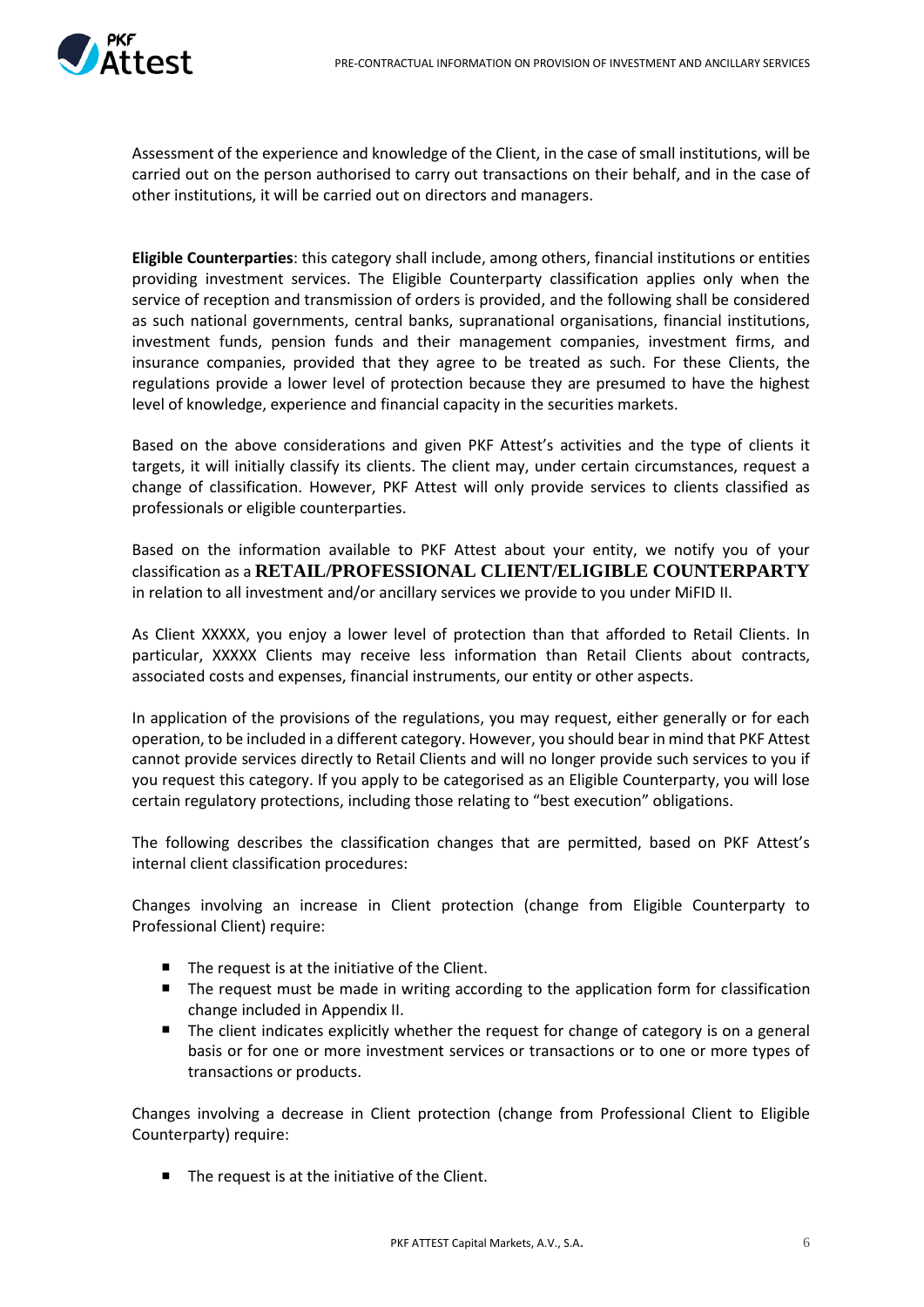Assessment of the experience and knowledge of the Client, in the case of small institutions, will be carried out on the person authorised to carry out transactions on their behalf, and in the case of other institutions, it will be carried out on directors and managers.

**Eligible Counterparties**: this category shall include, among others, financial institutions or entities providing investment services. The Eligible Counterparty classification applies only when the service of reception and transmission of orders is provided, and the following shall be considered as such national governments, central banks, supranational organisations, financial institutions, investment funds, pension funds and their management companies, investment firms, and insurance companies, provided that they agree to be treated as such. For these Clients, the regulations provide a lower level of protection because they are presumed to have the highest level of knowledge, experience and financial capacity in the securities markets.

Based on the above considerations and given PKF Attest's activities and the type of clients it targets, it will initially classify its clients. The client may, under certain circumstances, request a change of classification. However, PKF Attest will only provide services to clients classified as professionals or eligible counterparties.

Based on the information available to PKF Attest about your entity, we notify you of your classification as a **RETAIL/PROFESSIONAL CLIENT/ELIGIBLE COUNTERPARTY** in relation to all investment and/or ancillary services we provide to you under MiFID II.

As Client XXXXX, you enjoy a lower level of protection than that afforded to Retail Clients. In particular, XXXXX Clients may receive less information than Retail Clients about contracts, associated costs and expenses, financial instruments, our entity or other aspects.

In application of the provisions of the regulations, you may request, either generally or for each operation, to be included in a different category. However, you should bear in mind that PKF Attest cannot provide services directly to Retail Clients and will no longer provide such services to you if you request this category. If you apply to be categorised as an Eligible Counterparty, you will lose certain regulatory protections, including those relating to "best execution" obligations.

The following describes the classification changes that are permitted, based on PKF Attest's internal client classification procedures:

Changes involving an increase in Client protection (change from Eligible Counterparty to Professional Client) require:

- The request is at the initiative of the Client.
- The request must be made in writing according to the application form for classification change included in Appendix II.
- The client indicates explicitly whether the request for change of category is on a general basis or for one or more investment services or transactions or to one or more types of transactions or products.

Changes involving a decrease in Client protection (change from Professional Client to Eligible Counterparty) require:

- The request is at the initiative of the Client.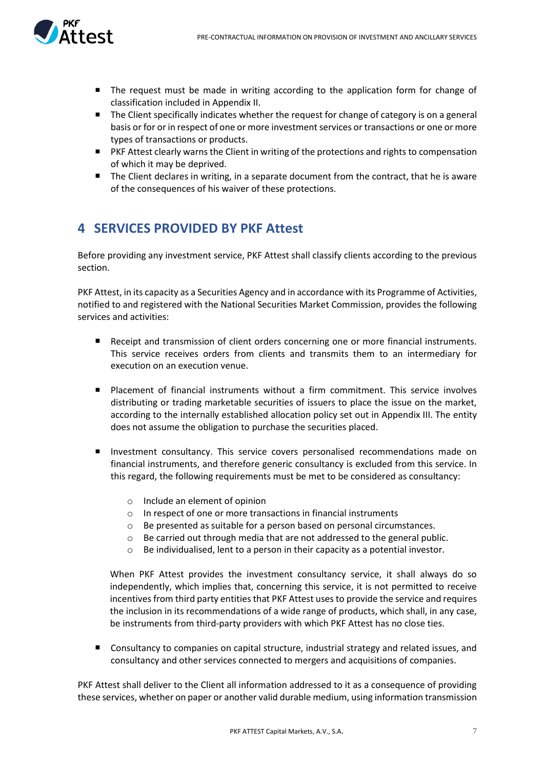- The request must be made in writing according to the application form for change of classification included in Appendix II.
- The Client specifically indicates whether the request for change of category is on a general basis or for or in respect of one or more investment services or transactions or one or more types of transactions or products.
- PKF Attest clearly warns the Client in writing of the protections and rights to compensation of which it may be deprived.
- The Client declares in writing, in a separate document from the contract, that he is aware of the consequences of his waiver of these protections.

# 4 SERVICES PROVIDED BY PKF Attest

Before providing any investment service, PKF Attest shall classify clients according to the previous section.

PKF Attest, in its capacity as a Securities Agency and in accordance with its Programme of Activities, notified to and registered with the National Securities Market Commission, provides the following services and activities:

- Receipt and transmission of client orders concerning one or more financial instruments. This service receives orders from clients and transmits them to an intermediary for execution on an execution venue.

- Placement of financial instruments without a firm commitment. This service involves distributing or trading marketable securities of issuers to place the issue on the market, according to the internally established allocation policy set out in Appendix III. The entity does not assume the obligation to purchase the securities placed.

- Investment consultancy. This service covers personalised recommendations made on financial instruments, and therefore generic consultancy is excluded from this service. In this regard, the following requirements must be met to be considered as consultancy:

    - Include an element of opinion
    - In respect of one or more transactions in financial instruments
    - Be presented as suitable for a person based on personal circumstances.
    - Be carried out through media that are not addressed to the general public.
    - Be individualised, lent to a person in their capacity as a potential investor.

  When PKF Attest provides the investment consultancy service, it shall always do so independently, which implies that, concerning this service, it is not permitted to receive incentives from third party entities that PKF Attest uses to provide the service and requires the inclusion in its recommendations of a wide range of products, which shall, in any case, be instruments from third-party providers with which PKF Attest has no close ties.

- Consultancy to companies on capital structure, industrial strategy and related issues, and consultancy and other services connected to mergers and acquisitions of companies.

PKF Attest shall deliver to the Client all information addressed to it as a consequence of providing these services, whether on paper or another valid durable medium, using information transmission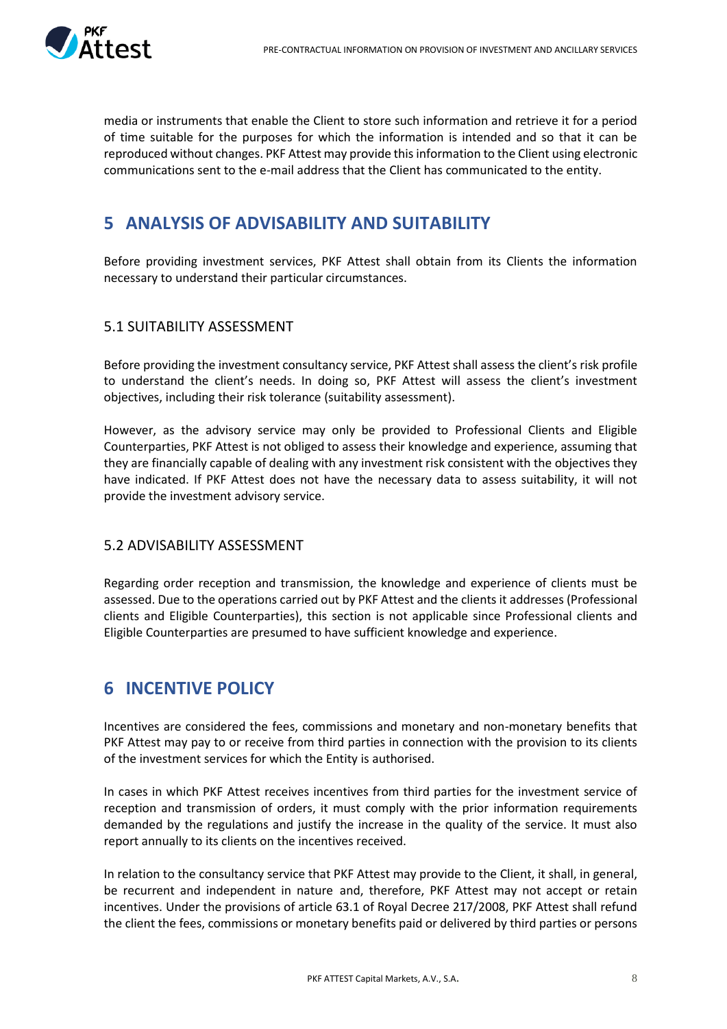media or instruments that enable the Client to store such information and retrieve it for a period of time suitable for the purposes for which the information is intended and so that it can be reproduced without changes. PKF Attest may provide this information to the Client using electronic communications sent to the e-mail address that the Client has communicated to the entity.

# 5 ANALYSIS OF ADVISABILITY AND SUITABILITY

Before providing investment services, PKF Attest shall obtain from its Clients the information necessary to understand their particular circumstances.

## 5.1 SUITABILITY ASSESSMENT

Before providing the investment consultancy service, PKF Attest shall assess the client's risk profile to understand the client's needs. In doing so, PKF Attest will assess the client's investment objectives, including their risk tolerance (suitability assessment).

However, as the advisory service may only be provided to Professional Clients and Eligible Counterparties, PKF Attest is not obliged to assess their knowledge and experience, assuming that they are financially capable of dealing with any investment risk consistent with the objectives they have indicated. If PKF Attest does not have the necessary data to assess suitability, it will not provide the investment advisory service.

## 5.2 ADVISABILITY ASSESSMENT

Regarding order reception and transmission, the knowledge and experience of clients must be assessed. Due to the operations carried out by PKF Attest and the clients it addresses (Professional clients and Eligible Counterparties), this section is not applicable since Professional clients and Eligible Counterparties are presumed to have sufficient knowledge and experience.

# 6 INCENTIVE POLICY

Incentives are considered the fees, commissions and monetary and non-monetary benefits that PKF Attest may pay to or receive from third parties in connection with the provision to its clients of the investment services for which the Entity is authorised.

In cases in which PKF Attest receives incentives from third parties for the investment service of reception and transmission of orders, it must comply with the prior information requirements demanded by the regulations and justify the increase in the quality of the service. It must also report annually to its clients on the incentives received.

In relation to the consultancy service that PKF Attest may provide to the Client, it shall, in general, be recurrent and independent in nature and, therefore, PKF Attest may not accept or retain incentives. Under the provisions of article 63.1 of Royal Decree 217/2008, PKF Attest shall refund the client the fees, commissions or monetary benefits paid or delivered by third parties or persons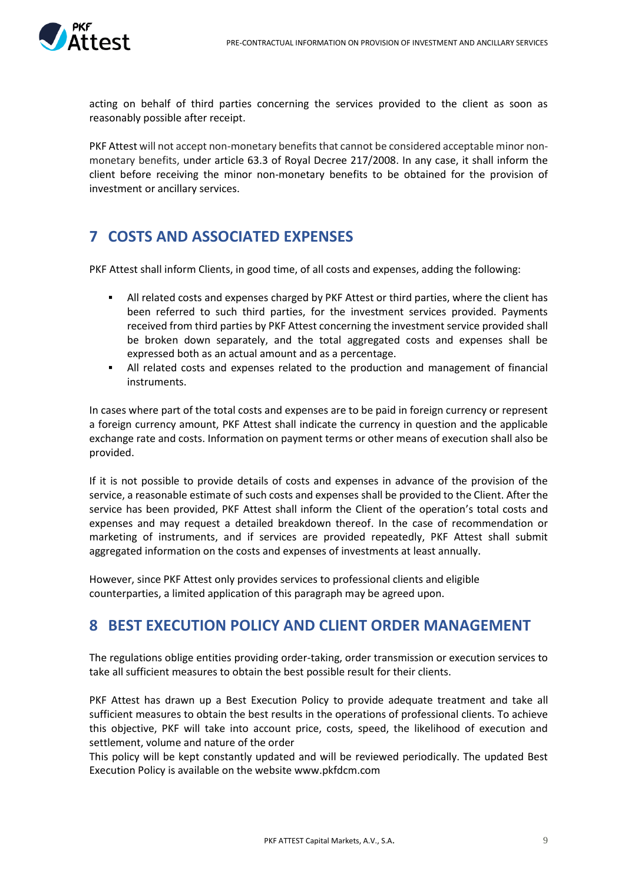acting on behalf of third parties concerning the services provided to the client as soon as reasonably possible after receipt.

PKF Attest will not accept non-monetary benefits that cannot be considered acceptable minor non-monetary benefits, under article 63.3 of Royal Decree 217/2008. In any case, it shall inform the client before receiving the minor non-monetary benefits to be obtained for the provision of investment or ancillary services.

# 7 COSTS AND ASSOCIATED EXPENSES

PKF Attest shall inform Clients, in good time, of all costs and expenses, adding the following:

- All related costs and expenses charged by PKF Attest or third parties, where the client has been referred to such third parties, for the investment services provided. Payments received from third parties by PKF Attest concerning the investment service provided shall be broken down separately, and the total aggregated costs and expenses shall be expressed both as an actual amount and as a percentage.
- All related costs and expenses related to the production and management of financial instruments.

In cases where part of the total costs and expenses are to be paid in foreign currency or represent a foreign currency amount, PKF Attest shall indicate the currency in question and the applicable exchange rate and costs. Information on payment terms or other means of execution shall also be provided.

If it is not possible to provide details of costs and expenses in advance of the provision of the service, a reasonable estimate of such costs and expenses shall be provided to the Client. After the service has been provided, PKF Attest shall inform the Client of the operation's total costs and expenses and may request a detailed breakdown thereof. In the case of recommendation or marketing of instruments, and if services are provided repeatedly, PKF Attest shall submit aggregated information on the costs and expenses of investments at least annually.

However, since PKF Attest only provides services to professional clients and eligible counterparties, a limited application of this paragraph may be agreed upon.

# 8 BEST EXECUTION POLICY AND CLIENT ORDER MANAGEMENT

The regulations oblige entities providing order-taking, order transmission or execution services to take all sufficient measures to obtain the best possible result for their clients.

PKF Attest has drawn up a Best Execution Policy to provide adequate treatment and take all sufficient measures to obtain the best results in the operations of professional clients. To achieve this objective, PKF will take into account price, costs, speed, the likelihood of execution and settlement, volume and nature of the order

This policy will be kept constantly updated and will be reviewed periodically. The updated Best Execution Policy is available on the website www.pkfdcm.com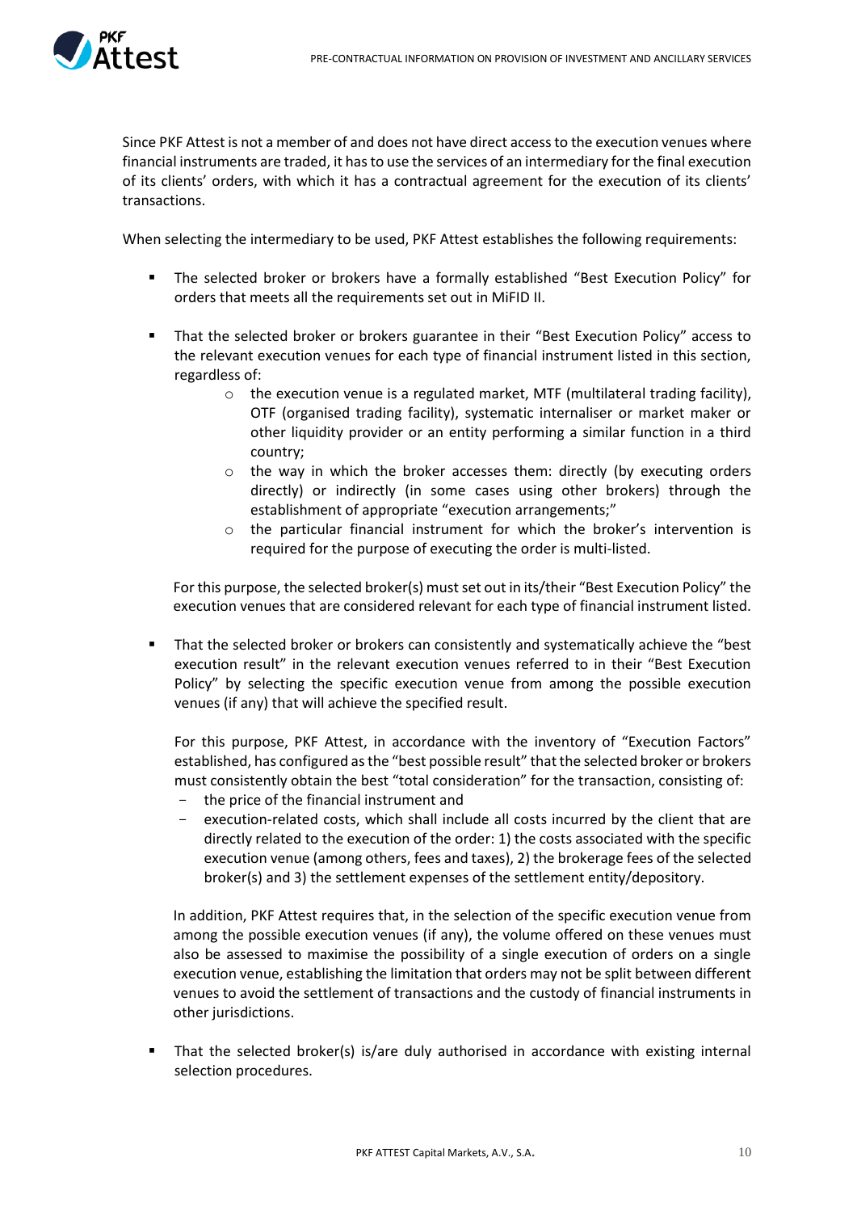Since PKF Attest is not a member of and does not have direct access to the execution venues where financial instruments are traded, it has to use the services of an intermediary for the final execution of its clients' orders, with which it has a contractual agreement for the execution of its clients' transactions.

When selecting the intermediary to be used, PKF Attest establishes the following requirements:

- The selected broker or brokers have a formally established "Best Execution Policy" for orders that meets all the requirements set out in MiFID II.

- That the selected broker or brokers guarantee in their "Best Execution Policy" access to the relevant execution venues for each type of financial instrument listed in this section, regardless of:
  - the execution venue is a regulated market, MTF (multilateral trading facility), OTF (organised trading facility), systematic internaliser or market maker or other liquidity provider or an entity performing a similar function in a third country;
  - the way in which the broker accesses them: directly (by executing orders directly) or indirectly (in some cases using other brokers) through the establishment of appropriate "execution arrangements;"
  - the particular financial instrument for which the broker's intervention is required for the purpose of executing the order is multi-listed.

  For this purpose, the selected broker(s) must set out in its/their "Best Execution Policy" the execution venues that are considered relevant for each type of financial instrument listed.

- That the selected broker or brokers can consistently and systematically achieve the "best execution result" in the relevant execution venues referred to in their "Best Execution Policy" by selecting the specific execution venue from among the possible execution venues (if any) that will achieve the specified result.

  For this purpose, PKF Attest, in accordance with the inventory of "Execution Factors" established, has configured as the "best possible result" that the selected broker or brokers must consistently obtain the best "total consideration" for the transaction, consisting of:
  - the price of the financial instrument and
  - execution-related costs, which shall include all costs incurred by the client that are directly related to the execution of the order: 1) the costs associated with the specific execution venue (among others, fees and taxes), 2) the brokerage fees of the selected broker(s) and 3) the settlement expenses of the settlement entity/depository.

  In addition, PKF Attest requires that, in the selection of the specific execution venue from among the possible execution venues (if any), the volume offered on these venues must also be assessed to maximise the possibility of a single execution of orders on a single execution venue, establishing the limitation that orders may not be split between different venues to avoid the settlement of transactions and the custody of financial instruments in other jurisdictions.

- That the selected broker(s) is/are duly authorised in accordance with existing internal selection procedures.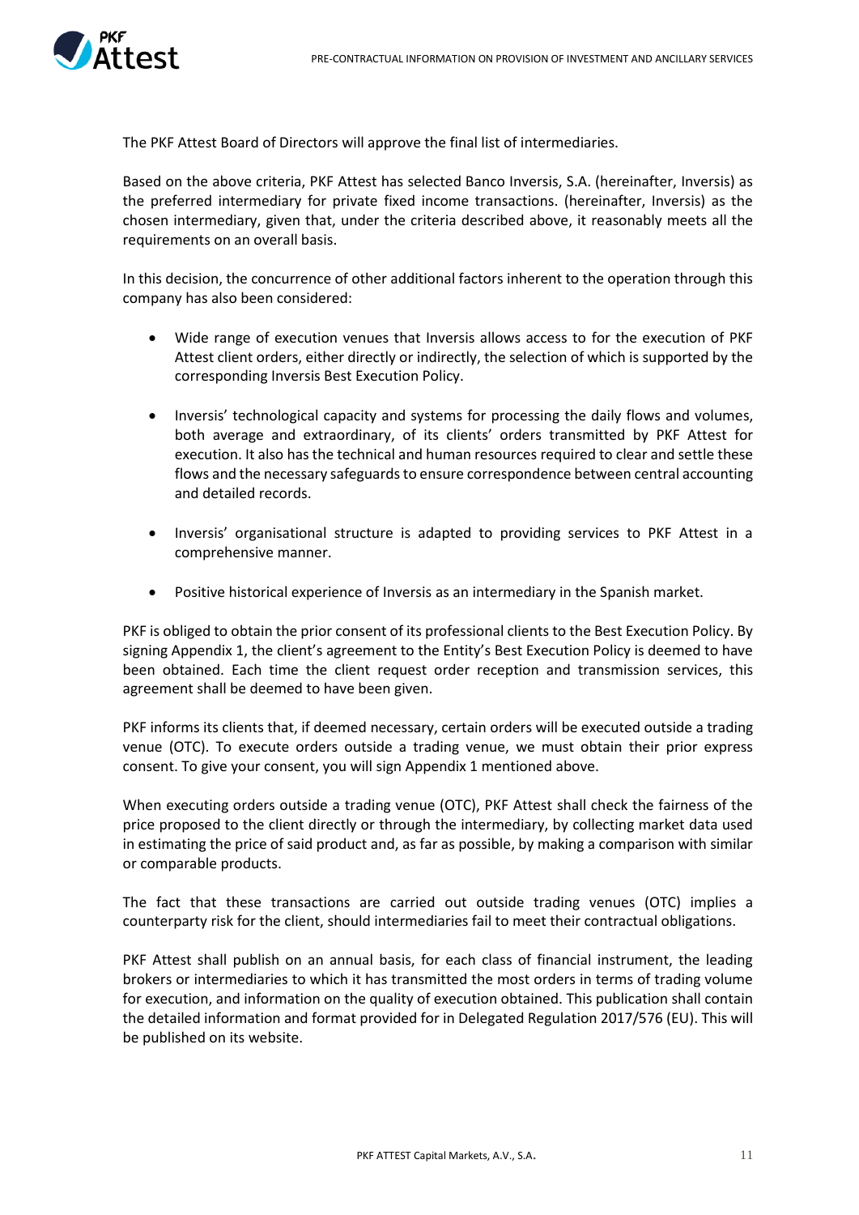The PKF Attest Board of Directors will approve the final list of intermediaries.

Based on the above criteria, PKF Attest has selected Banco Inversis, S.A. (hereinafter, Inversis) as the preferred intermediary for private fixed income transactions. (hereinafter, Inversis) as the chosen intermediary, given that, under the criteria described above, it reasonably meets all the requirements on an overall basis.

In this decision, the concurrence of other additional factors inherent to the operation through this company has also been considered:

- Wide range of execution venues that Inversis allows access to for the execution of PKF Attest client orders, either directly or indirectly, the selection of which is supported by the corresponding Inversis Best Execution Policy.
- Inversis' technological capacity and systems for processing the daily flows and volumes, both average and extraordinary, of its clients' orders transmitted by PKF Attest for execution. It also has the technical and human resources required to clear and settle these flows and the necessary safeguards to ensure correspondence between central accounting and detailed records.
- Inversis' organisational structure is adapted to providing services to PKF Attest in a comprehensive manner.
- Positive historical experience of Inversis as an intermediary in the Spanish market.

PKF is obliged to obtain the prior consent of its professional clients to the Best Execution Policy. By signing Appendix 1, the client's agreement to the Entity's Best Execution Policy is deemed to have been obtained. Each time the client request order reception and transmission services, this agreement shall be deemed to have been given.

PKF informs its clients that, if deemed necessary, certain orders will be executed outside a trading venue (OTC). To execute orders outside a trading venue, we must obtain their prior express consent. To give your consent, you will sign Appendix 1 mentioned above.

When executing orders outside a trading venue (OTC), PKF Attest shall check the fairness of the price proposed to the client directly or through the intermediary, by collecting market data used in estimating the price of said product and, as far as possible, by making a comparison with similar or comparable products.

The fact that these transactions are carried out outside trading venues (OTC) implies a counterparty risk for the client, should intermediaries fail to meet their contractual obligations.

PKF Attest shall publish on an annual basis, for each class of financial instrument, the leading brokers or intermediaries to which it has transmitted the most orders in terms of trading volume for execution, and information on the quality of execution obtained. This publication shall contain the detailed information and format provided for in Delegated Regulation 2017/576 (EU). This will be published on its website.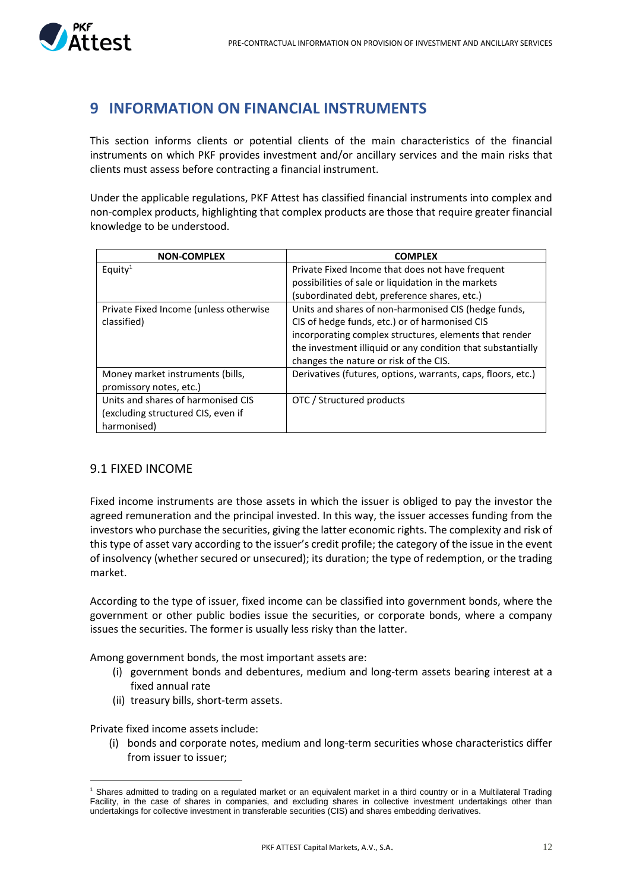# 9 INFORMATION ON FINANCIAL INSTRUMENTS

This section informs clients or potential clients of the main characteristics of the financial instruments on which PKF provides investment and/or ancillary services and the main risks that clients must assess before contracting a financial instrument.

Under the applicable regulations, PKF Attest has classified financial instruments into complex and non-complex products, highlighting that complex products are those that require greater financial knowledge to be understood.

| NON-COMPLEX | COMPLEX |
|---|---|
| Equity[1] | Private Fixed Income that does not have frequent possibilities of sale or liquidation in the markets (subordinated debt, preference shares, etc.) |
| Private Fixed Income (unless otherwise classified) | Units and shares of non-harmonised CIS (hedge funds, CIS of hedge funds, etc.) or of harmonised CIS incorporating complex structures, elements that render the investment illiquid or any condition that substantially changes the nature or risk of the CIS. |
| Money market instruments (bills, promissory notes, etc.) | Derivatives (futures, options, warrants, caps, floors, etc.) |
| Units and shares of harmonised CIS (excluding structured CIS, even if harmonised) | OTC / Structured products |

## 9.1 FIXED INCOME

Fixed income instruments are those assets in which the issuer is obliged to pay the investor the agreed remuneration and the principal invested. In this way, the issuer accesses funding from the investors who purchase the securities, giving the latter economic rights. The complexity and risk of this type of asset vary according to the issuer's credit profile; the category of the issue in the event of insolvency (whether secured or unsecured); its duration; the type of redemption, or the trading market.

According to the type of issuer, fixed income can be classified into government bonds, where the government or other public bodies issue the securities, or corporate bonds, where a company issues the securities. The former is usually less risky than the latter.

Among government bonds, the most important assets are:

(i) government bonds and debentures, medium and long-term assets bearing interest at a fixed annual rate
(ii) treasury bills, short-term assets.

Private fixed income assets include:

(i) bonds and corporate notes, medium and long-term securities whose characteristics differ from issuer to issuer;

---

[1] Shares admitted to trading on a regulated market or an equivalent market in a third country or in a Multilateral Trading Facility, in the case of shares in companies, and excluding shares in collective investment undertakings other than undertakings for collective investment in transferable securities (CIS) and shares embedding derivatives.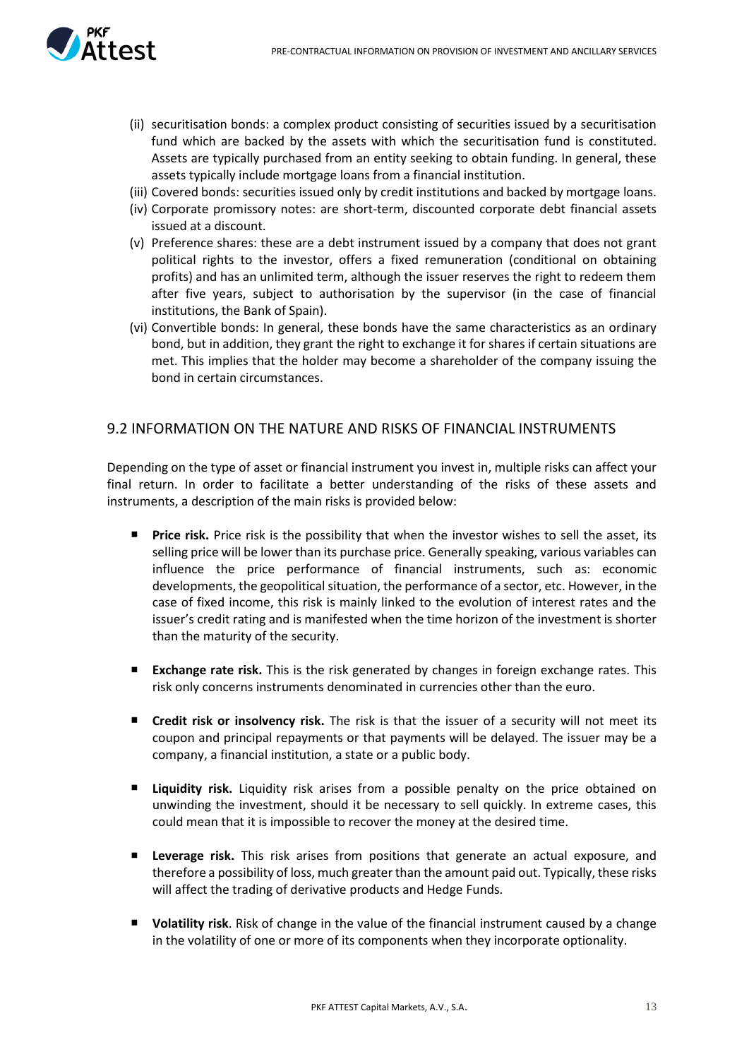(ii) securitisation bonds: a complex product consisting of securities issued by a securitisation fund which are backed by the assets with which the securitisation fund is constituted. Assets are typically purchased from an entity seeking to obtain funding. In general, these assets typically include mortgage loans from a financial institution.
(iii) Covered bonds: securities issued only by credit institutions and backed by mortgage loans.
(iv) Corporate promissory notes: are short-term, discounted corporate debt financial assets issued at a discount.
(v) Preference shares: these are a debt instrument issued by a company that does not grant political rights to the investor, offers a fixed remuneration (conditional on obtaining profits) and has an unlimited term, although the issuer reserves the right to redeem them after five years, subject to authorisation by the supervisor (in the case of financial institutions, the Bank of Spain).
(vi) Convertible bonds: In general, these bonds have the same characteristics as an ordinary bond, but in addition, they grant the right to exchange it for shares if certain situations are met. This implies that the holder may become a shareholder of the company issuing the bond in certain circumstances.

## 9.2 INFORMATION ON THE NATURE AND RISKS OF FINANCIAL INSTRUMENTS

Depending on the type of asset or financial instrument you invest in, multiple risks can affect your final return. In order to facilitate a better understanding of the risks of these assets and instruments, a description of the main risks is provided below:

- **Price risk.** Price risk is the possibility that when the investor wishes to sell the asset, its selling price will be lower than its purchase price. Generally speaking, various variables can influence the price performance of financial instruments, such as: economic developments, the geopolitical situation, the performance of a sector, etc. However, in the case of fixed income, this risk is mainly linked to the evolution of interest rates and the issuer's credit rating and is manifested when the time horizon of the investment is shorter than the maturity of the security.

- **Exchange rate risk.** This is the risk generated by changes in foreign exchange rates. This risk only concerns instruments denominated in currencies other than the euro.

- **Credit risk or insolvency risk.** The risk is that the issuer of a security will not meet its coupon and principal repayments or that payments will be delayed. The issuer may be a company, a financial institution, a state or a public body.

- **Liquidity risk.** Liquidity risk arises from a possible penalty on the price obtained on unwinding the investment, should it be necessary to sell quickly. In extreme cases, this could mean that it is impossible to recover the money at the desired time.

- **Leverage risk.** This risk arises from positions that generate an actual exposure, and therefore a possibility of loss, much greater than the amount paid out. Typically, these risks will affect the trading of derivative products and Hedge Funds.

- **Volatility risk**. Risk of change in the value of the financial instrument caused by a change in the volatility of one or more of its components when they incorporate optionality.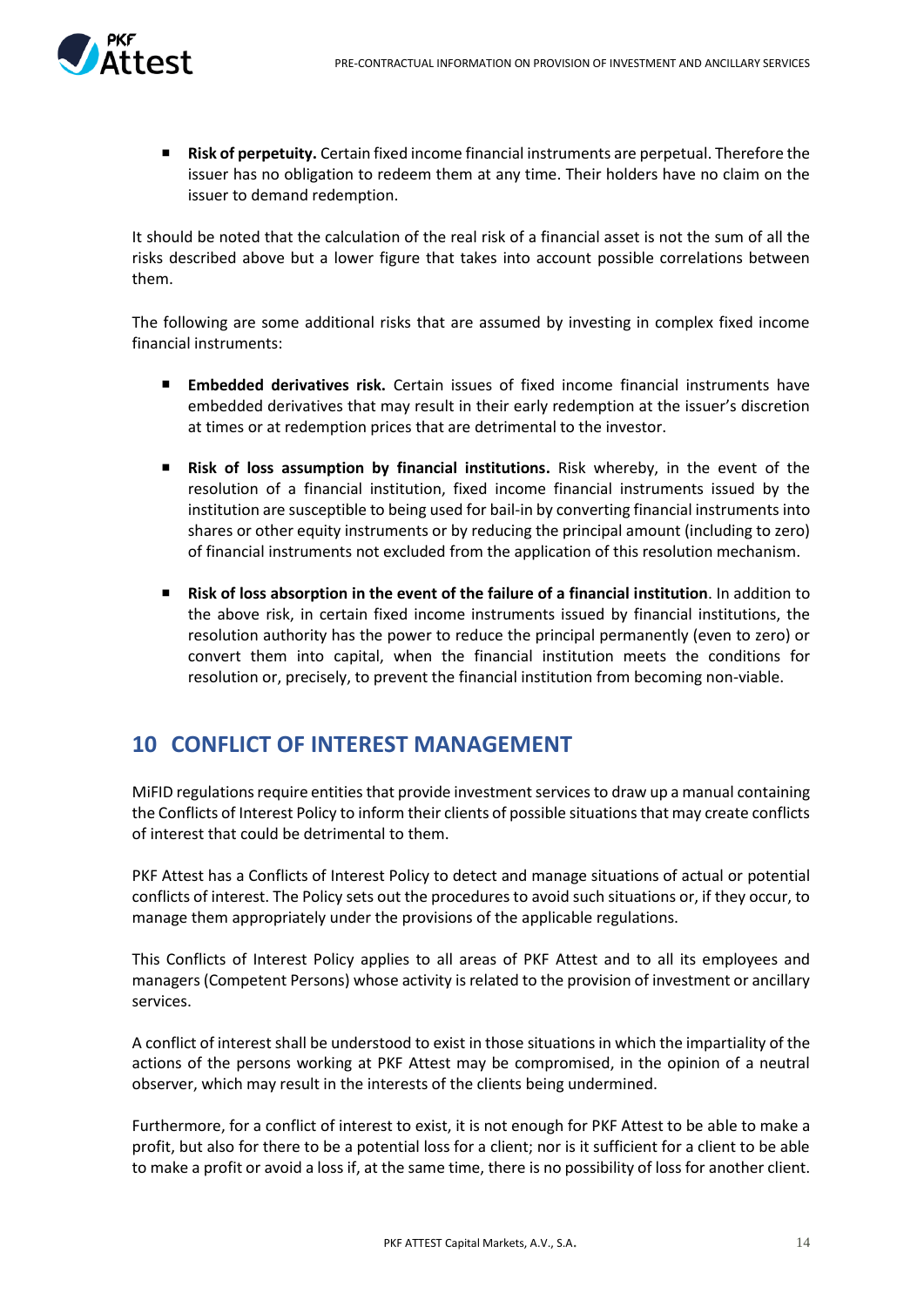- **Risk of perpetuity.** Certain fixed income financial instruments are perpetual. Therefore the issuer has no obligation to redeem them at any time. Their holders have no claim on the issuer to demand redemption.

It should be noted that the calculation of the real risk of a financial asset is not the sum of all the risks described above but a lower figure that takes into account possible correlations between them.

The following are some additional risks that are assumed by investing in complex fixed income financial instruments:

- **Embedded derivatives risk.** Certain issues of fixed income financial instruments have embedded derivatives that may result in their early redemption at the issuer's discretion at times or at redemption prices that are detrimental to the investor.

- **Risk of loss assumption by financial institutions.** Risk whereby, in the event of the resolution of a financial institution, fixed income financial instruments issued by the institution are susceptible to being used for bail-in by converting financial instruments into shares or other equity instruments or by reducing the principal amount (including to zero) of financial instruments not excluded from the application of this resolution mechanism.

- **Risk of loss absorption in the event of the failure of a financial institution**. In addition to the above risk, in certain fixed income instruments issued by financial institutions, the resolution authority has the power to reduce the principal permanently (even to zero) or convert them into capital, when the financial institution meets the conditions for resolution or, precisely, to prevent the financial institution from becoming non-viable.

# 10 CONFLICT OF INTEREST MANAGEMENT

MiFID regulations require entities that provide investment services to draw up a manual containing the Conflicts of Interest Policy to inform their clients of possible situations that may create conflicts of interest that could be detrimental to them.

PKF Attest has a Conflicts of Interest Policy to detect and manage situations of actual or potential conflicts of interest. The Policy sets out the procedures to avoid such situations or, if they occur, to manage them appropriately under the provisions of the applicable regulations.

This Conflicts of Interest Policy applies to all areas of PKF Attest and to all its employees and managers (Competent Persons) whose activity is related to the provision of investment or ancillary services.

A conflict of interest shall be understood to exist in those situations in which the impartiality of the actions of the persons working at PKF Attest may be compromised, in the opinion of a neutral observer, which may result in the interests of the clients being undermined.

Furthermore, for a conflict of interest to exist, it is not enough for PKF Attest to be able to make a profit, but also for there to be a potential loss for a client; nor is it sufficient for a client to be able to make a profit or avoid a loss if, at the same time, there is no possibility of loss for another client.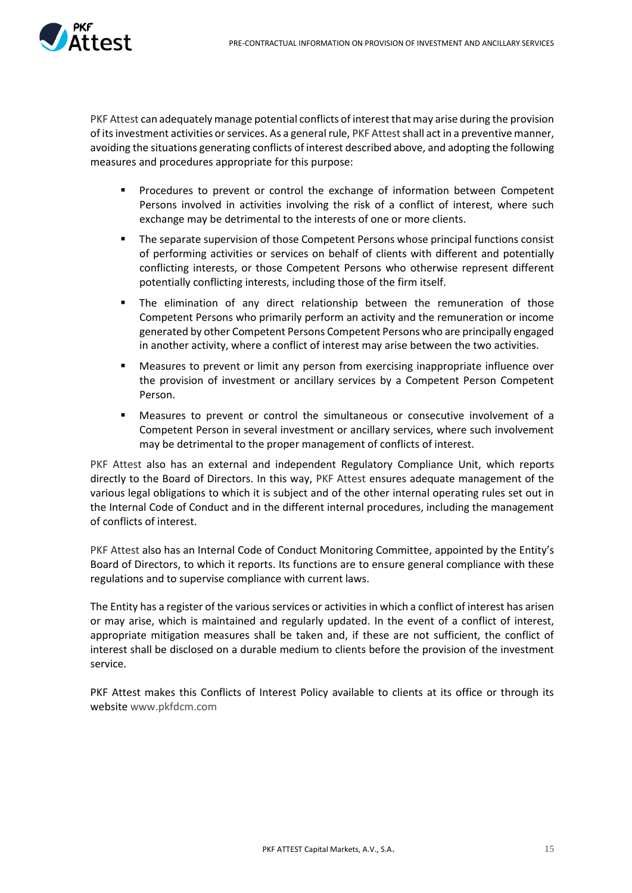PKF Attest can adequately manage potential conflicts of interest that may arise during the provision of its investment activities or services. As a general rule, PKF Attest shall act in a preventive manner, avoiding the situations generating conflicts of interest described above, and adopting the following measures and procedures appropriate for this purpose:

- Procedures to prevent or control the exchange of information between Competent Persons involved in activities involving the risk of a conflict of interest, where such exchange may be detrimental to the interests of one or more clients.
- The separate supervision of those Competent Persons whose principal functions consist of performing activities or services on behalf of clients with different and potentially conflicting interests, or those Competent Persons who otherwise represent different potentially conflicting interests, including those of the firm itself.
- The elimination of any direct relationship between the remuneration of those Competent Persons who primarily perform an activity and the remuneration or income generated by other Competent Persons Competent Persons who are principally engaged in another activity, where a conflict of interest may arise between the two activities.
- Measures to prevent or limit any person from exercising inappropriate influence over the provision of investment or ancillary services by a Competent Person Competent Person.
- Measures to prevent or control the simultaneous or consecutive involvement of a Competent Person in several investment or ancillary services, where such involvement may be detrimental to the proper management of conflicts of interest.

PKF Attest also has an external and independent Regulatory Compliance Unit, which reports directly to the Board of Directors. In this way, PKF Attest ensures adequate management of the various legal obligations to which it is subject and of the other internal operating rules set out in the Internal Code of Conduct and in the different internal procedures, including the management of conflicts of interest.

PKF Attest also has an Internal Code of Conduct Monitoring Committee, appointed by the Entity's Board of Directors, to which it reports. Its functions are to ensure general compliance with these regulations and to supervise compliance with current laws.

The Entity has a register of the various services or activities in which a conflict of interest has arisen or may arise, which is maintained and regularly updated. In the event of a conflict of interest, appropriate mitigation measures shall be taken and, if these are not sufficient, the conflict of interest shall be disclosed on a durable medium to clients before the provision of the investment service.

PKF Attest makes this Conflicts of Interest Policy available to clients at its office or through its website www.pkfdcm.com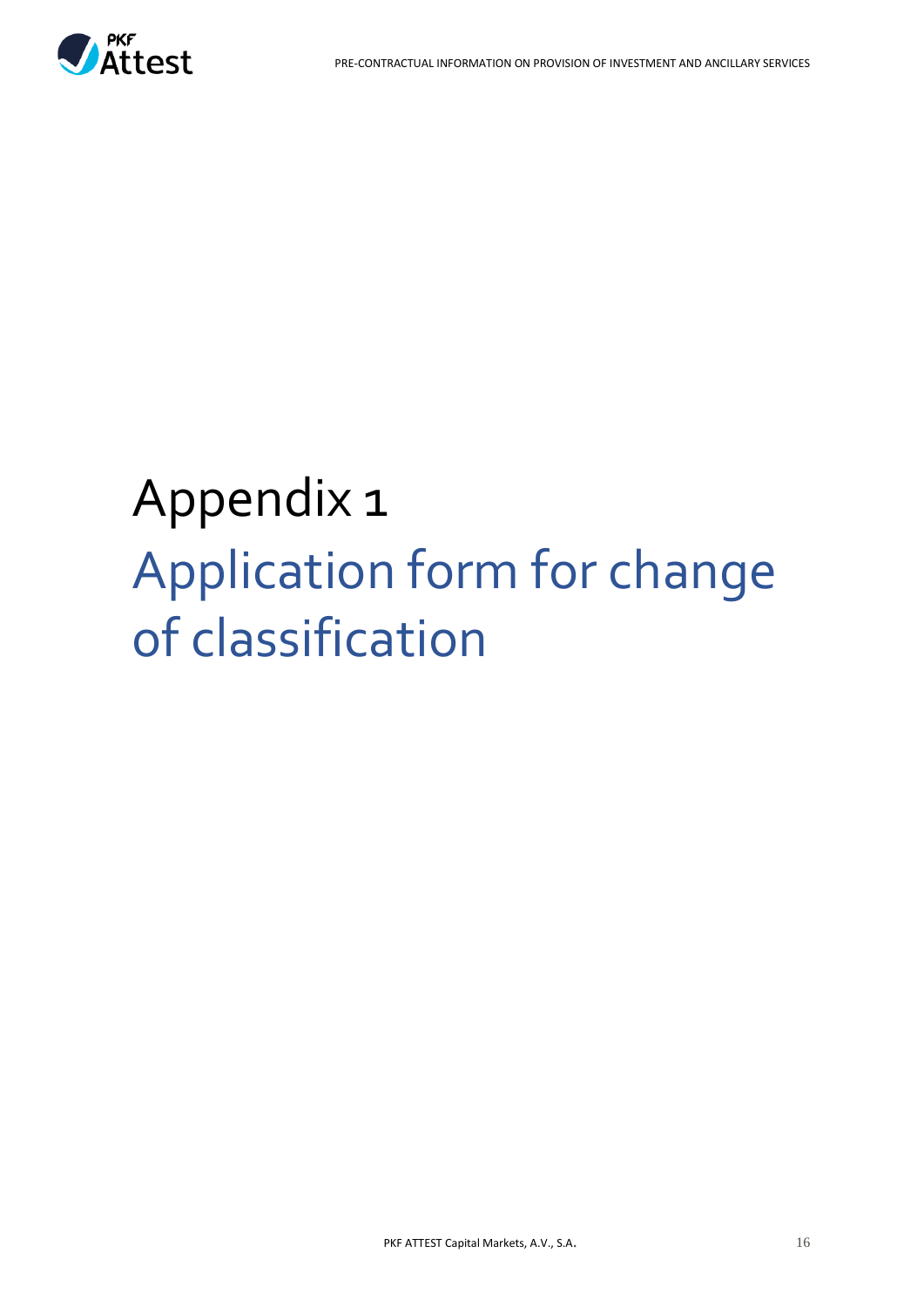# Appendix 1

## Application form for change of classification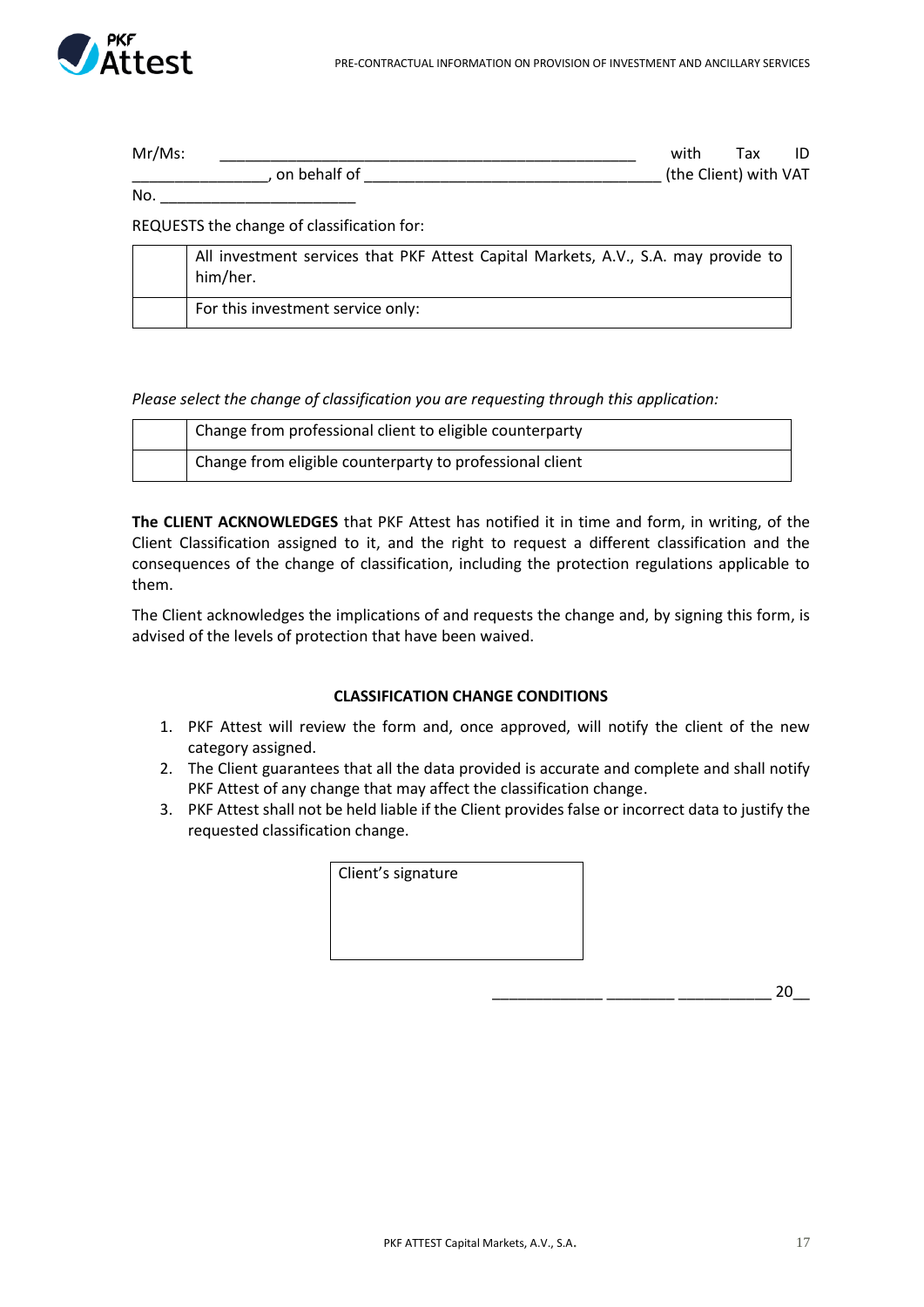Mr/Ms: ________________________________________________ with Tax ID ________________, on behalf of __________________________________ (the Client) with VAT No. _______________________

REQUESTS the change of classification for:

| | |
|---|---|
| | All investment services that PKF Attest Capital Markets, A.V., S.A. may provide to him/her. |
| | For this investment service only: |

*Please select the change of classification you are requesting through this application:*

| | |
|---|---|
| | Change from professional client to eligible counterparty |
| | Change from eligible counterparty to professional client |

**The CLIENT ACKNOWLEDGES** that PKF Attest has notified it in time and form, in writing, of the Client Classification assigned to it, and the right to request a different classification and the consequences of the change of classification, including the protection regulations applicable to them.

The Client acknowledges the implications of and requests the change and, by signing this form, is advised of the levels of protection that have been waived.

**CLASSIFICATION CHANGE CONDITIONS**

1. PKF Attest will review the form and, once approved, will notify the client of the new category assigned.
2. The Client guarantees that all the data provided is accurate and complete and shall notify PKF Attest of any change that may affect the classification change.
3. PKF Attest shall not be held liable if the Client provides false or incorrect data to justify the requested classification change.

| Client's signature |
|---|
| |

_____________ ________ ___________ 20__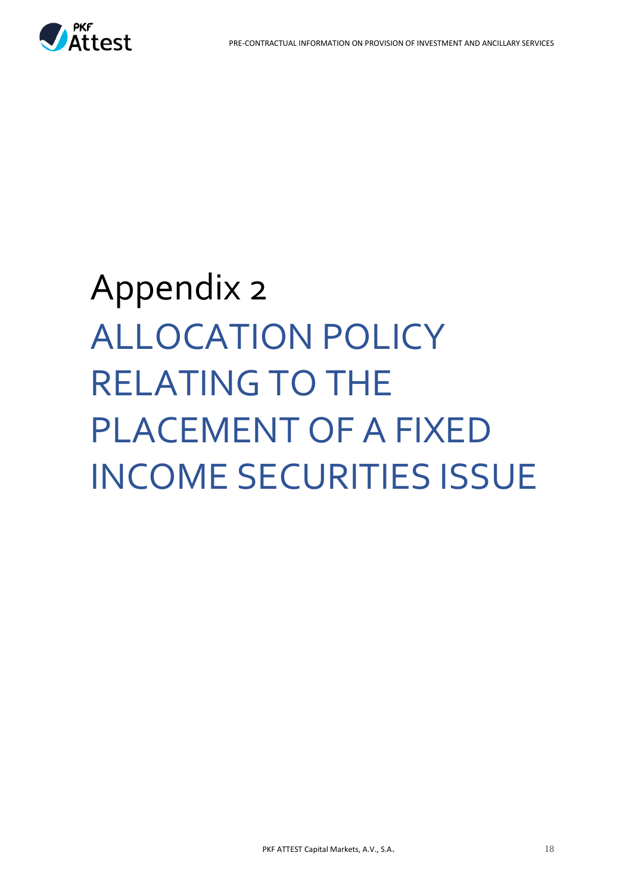# Appendix 2

# ALLOCATION POLICY RELATING TO THE PLACEMENT OF A FIXED INCOME SECURITIES ISSUE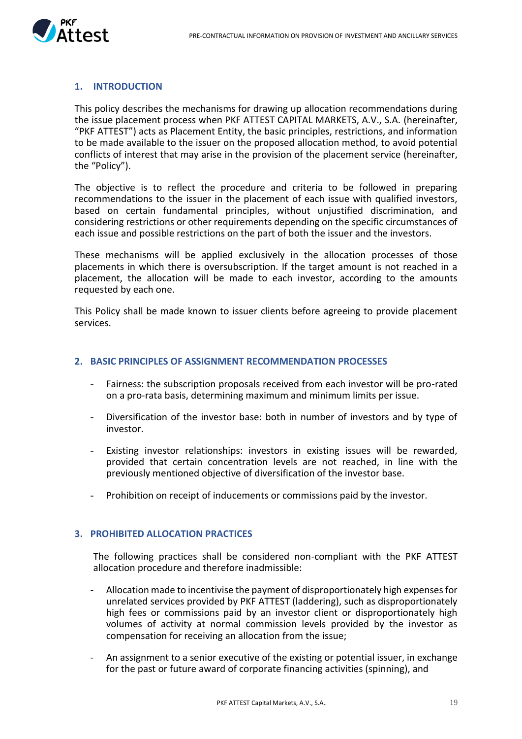## 1. INTRODUCTION

This policy describes the mechanisms for drawing up allocation recommendations during the issue placement process when PKF ATTEST CAPITAL MARKETS, A.V., S.A. (hereinafter, "PKF ATTEST") acts as Placement Entity, the basic principles, restrictions, and information to be made available to the issuer on the proposed allocation method, to avoid potential conflicts of interest that may arise in the provision of the placement service (hereinafter, the "Policy").

The objective is to reflect the procedure and criteria to be followed in preparing recommendations to the issuer in the placement of each issue with qualified investors, based on certain fundamental principles, without unjustified discrimination, and considering restrictions or other requirements depending on the specific circumstances of each issue and possible restrictions on the part of both the issuer and the investors.

These mechanisms will be applied exclusively in the allocation processes of those placements in which there is oversubscription. If the target amount is not reached in a placement, the allocation will be made to each investor, according to the amounts requested by each one.

This Policy shall be made known to issuer clients before agreeing to provide placement services.

## 2. BASIC PRINCIPLES OF ASSIGNMENT RECOMMENDATION PROCESSES

- Fairness: the subscription proposals received from each investor will be pro-rated on a pro-rata basis, determining maximum and minimum limits per issue.
- Diversification of the investor base: both in number of investors and by type of investor.
- Existing investor relationships: investors in existing issues will be rewarded, provided that certain concentration levels are not reached, in line with the previously mentioned objective of diversification of the investor base.
- Prohibition on receipt of inducements or commissions paid by the investor.

## 3. PROHIBITED ALLOCATION PRACTICES

The following practices shall be considered non-compliant with the PKF ATTEST allocation procedure and therefore inadmissible:

- Allocation made to incentivise the payment of disproportionately high expenses for unrelated services provided by PKF ATTEST (laddering), such as disproportionately high fees or commissions paid by an investor client or disproportionately high volumes of activity at normal commission levels provided by the investor as compensation for receiving an allocation from the issue;
- An assignment to a senior executive of the existing or potential issuer, in exchange for the past or future award of corporate financing activities (spinning), and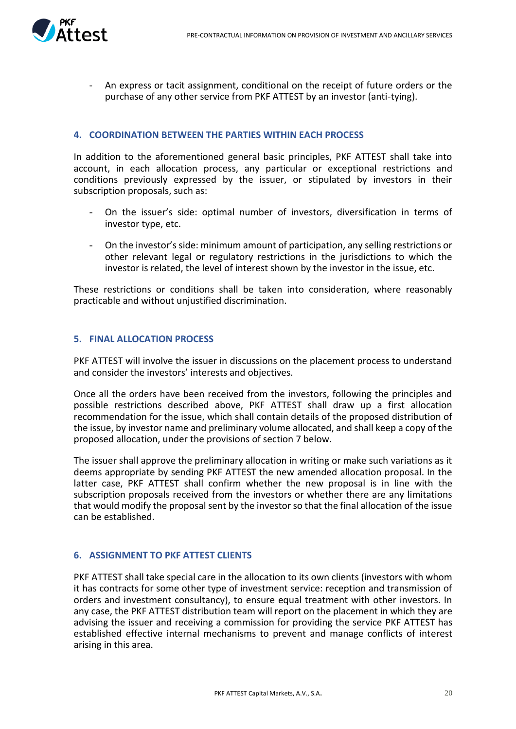- An express or tacit assignment, conditional on the receipt of future orders or the purchase of any other service from PKF ATTEST by an investor (anti-tying).

## 4. COORDINATION BETWEEN THE PARTIES WITHIN EACH PROCESS

In addition to the aforementioned general basic principles, PKF ATTEST shall take into account, in each allocation process, any particular or exceptional restrictions and conditions previously expressed by the issuer, or stipulated by investors in their subscription proposals, such as:

- On the issuer's side: optimal number of investors, diversification in terms of investor type, etc.
- On the investor's side: minimum amount of participation, any selling restrictions or other relevant legal or regulatory restrictions in the jurisdictions to which the investor is related, the level of interest shown by the investor in the issue, etc.

These restrictions or conditions shall be taken into consideration, where reasonably practicable and without unjustified discrimination.

## 5. FINAL ALLOCATION PROCESS

PKF ATTEST will involve the issuer in discussions on the placement process to understand and consider the investors' interests and objectives.

Once all the orders have been received from the investors, following the principles and possible restrictions described above, PKF ATTEST shall draw up a first allocation recommendation for the issue, which shall contain details of the proposed distribution of the issue, by investor name and preliminary volume allocated, and shall keep a copy of the proposed allocation, under the provisions of section 7 below.

The issuer shall approve the preliminary allocation in writing or make such variations as it deems appropriate by sending PKF ATTEST the new amended allocation proposal. In the latter case, PKF ATTEST shall confirm whether the new proposal is in line with the subscription proposals received from the investors or whether there are any limitations that would modify the proposal sent by the investor so that the final allocation of the issue can be established.

## 6. ASSIGNMENT TO PKF ATTEST CLIENTS

PKF ATTEST shall take special care in the allocation to its own clients (investors with whom it has contracts for some other type of investment service: reception and transmission of orders and investment consultancy), to ensure equal treatment with other investors. In any case, the PKF ATTEST distribution team will report on the placement in which they are advising the issuer and receiving a commission for providing the service PKF ATTEST has established effective internal mechanisms to prevent and manage conflicts of interest arising in this area.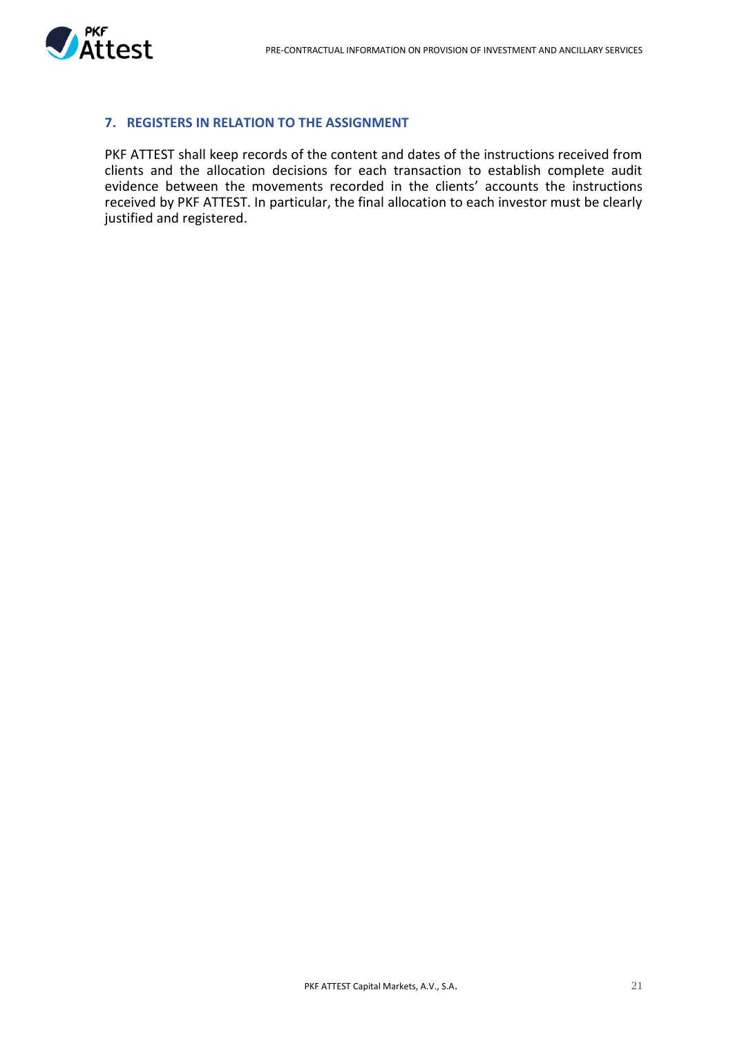## 7. REGISTERS IN RELATION TO THE ASSIGNMENT

PKF ATTEST shall keep records of the content and dates of the instructions received from clients and the allocation decisions for each transaction to establish complete audit evidence between the movements recorded in the clients' accounts the instructions received by PKF ATTEST. In particular, the final allocation to each investor must be clearly justified and registered.